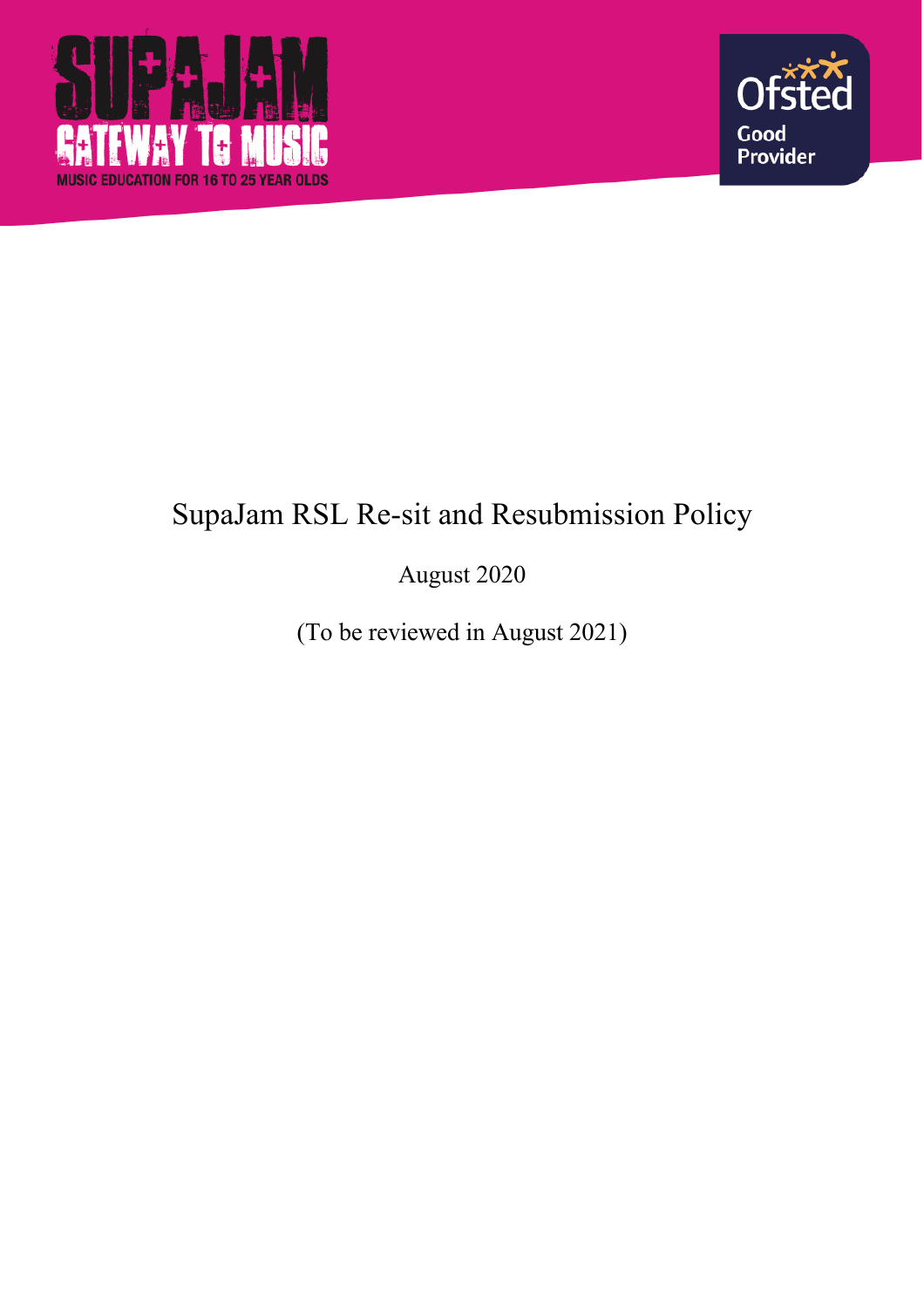SUPAJAM

GATEWAY TO MUSIC

MUSIC EDUCATION FOR 16 TO 25 YEAR OLDS

Ofsted

Good Provider

# SupaJam RSL Re-sit and Resubmission Policy

August 2020

(To be reviewed in August 2021)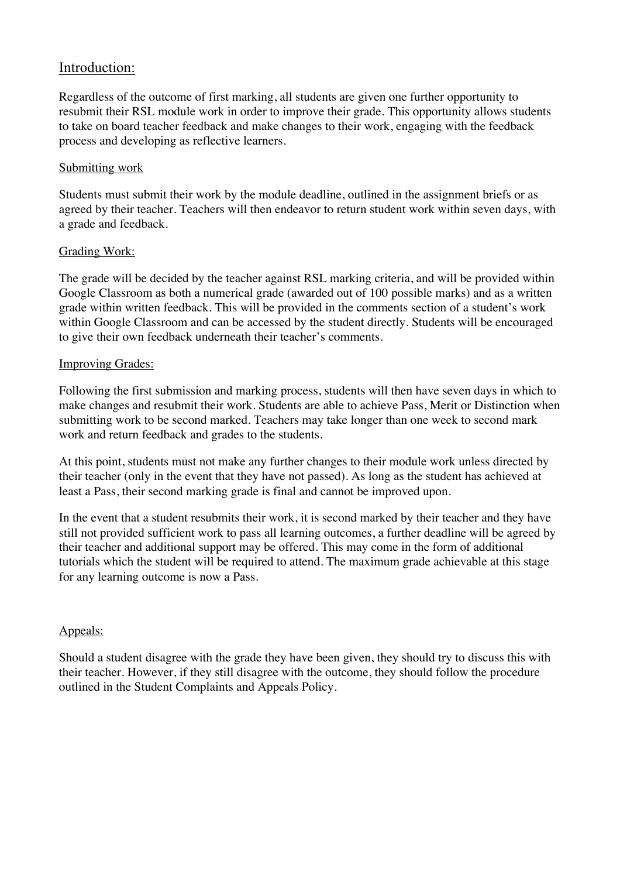## Introduction:

Regardless of the outcome of first marking, all students are given one further opportunity to resubmit their RSL module work in order to improve their grade. This opportunity allows students to take on board teacher feedback and make changes to their work, engaging with the feedback process and developing as reflective learners.

### Submitting work

Students must submit their work by the module deadline, outlined in the assignment briefs or as agreed by their teacher. Teachers will then endeavor to return student work within seven days, with a grade and feedback.

### Grading Work:

The grade will be decided by the teacher against RSL marking criteria, and will be provided within Google Classroom as both a numerical grade (awarded out of 100 possible marks) and as a written grade within written feedback. This will be provided in the comments section of a student's work within Google Classroom and can be accessed by the student directly. Students will be encouraged to give their own feedback underneath their teacher's comments.

### Improving Grades:

Following the first submission and marking process, students will then have seven days in which to make changes and resubmit their work. Students are able to achieve Pass, Merit or Distinction when submitting work to be second marked. Teachers may take longer than one week to second mark work and return feedback and grades to the students.

At this point, students must not make any further changes to their module work unless directed by their teacher (only in the event that they have not passed). As long as the student has achieved at least a Pass, their second marking grade is final and cannot be improved upon.

In the event that a student resubmits their work, it is second marked by their teacher and they have still not provided sufficient work to pass all learning outcomes, a further deadline will be agreed by their teacher and additional support may be offered. This may come in the form of additional tutorials which the student will be required to attend. The maximum grade achievable at this stage for any learning outcome is now a Pass.

### Appeals:

Should a student disagree with the grade they have been given, they should try to discuss this with their teacher. However, if they still disagree with the outcome, they should follow the procedure outlined in the Student Complaints and Appeals Policy.